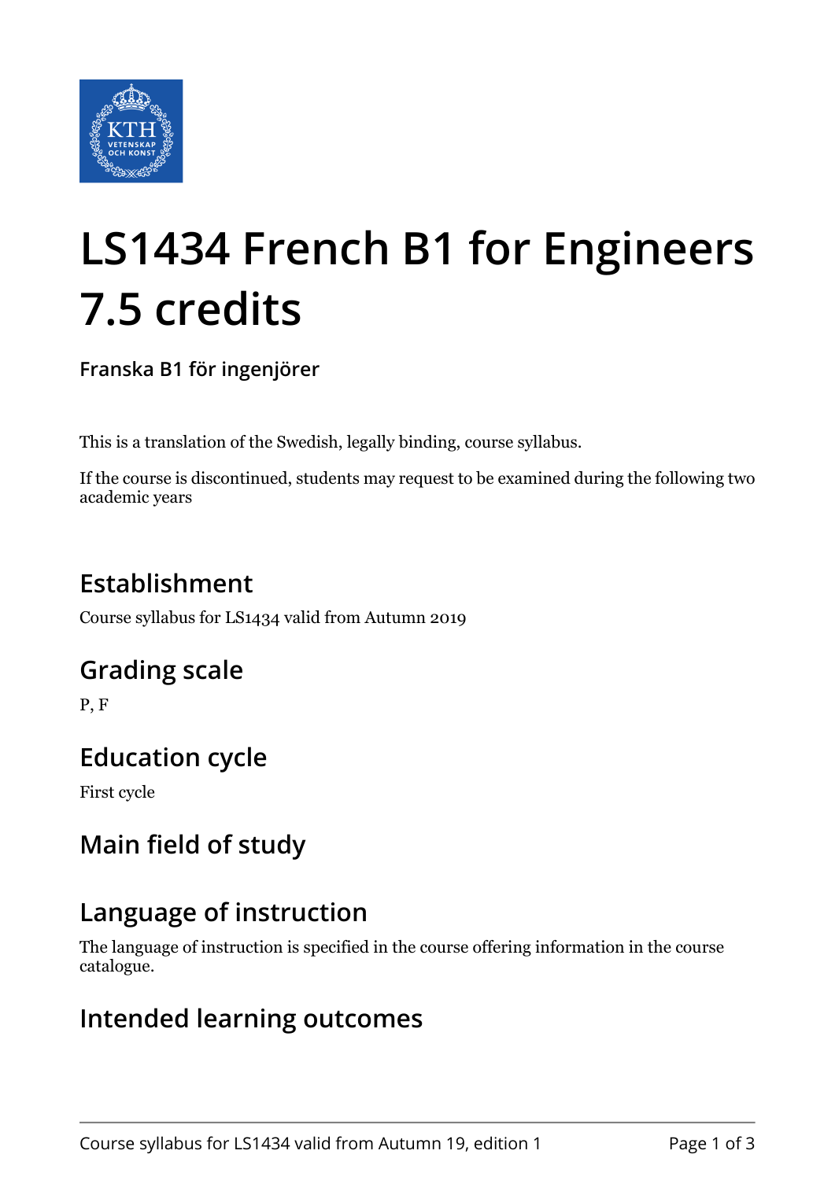# LS1434 French B1 for Engineers 7.5 credits

**Franska B1 för ingenjörer**

This is a translation of the Swedish, legally binding, course syllabus.

If the course is discontinued, students may request to be examined during the following two academic years

## Establishment

Course syllabus for LS1434 valid from Autumn 2019

## Grading scale

P, F

## Education cycle

First cycle

## Main field of study

## Language of instruction

The language of instruction is specified in the course offering information in the course catalogue.

## Intended learning outcomes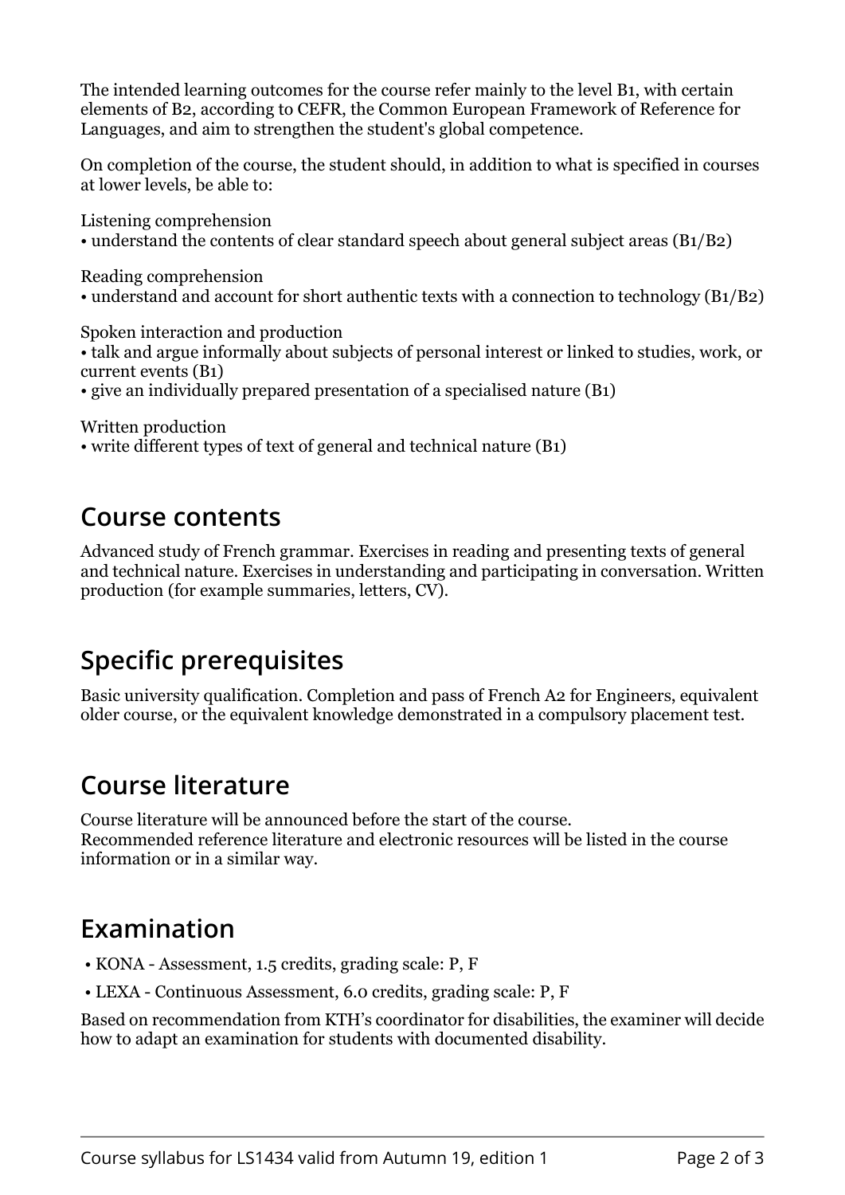The intended learning outcomes for the course refer mainly to the level B1, with certain elements of B2, according to CEFR, the Common European Framework of Reference for Languages, and aim to strengthen the student's global competence.

On completion of the course, the student should, in addition to what is specified in courses at lower levels, be able to:

Listening comprehension
• understand the contents of clear standard speech about general subject areas (B1/B2)

Reading comprehension
• understand and account for short authentic texts with a connection to technology (B1/B2)

Spoken interaction and production
• talk and argue informally about subjects of personal interest or linked to studies, work, or current events (B1)
• give an individually prepared presentation of a specialised nature (B1)

Written production
• write different types of text of general and technical nature (B1)

## Course contents

Advanced study of French grammar. Exercises in reading and presenting texts of general and technical nature. Exercises in understanding and participating in conversation. Written production (for example summaries, letters, CV).

## Specific prerequisites

Basic university qualification. Completion and pass of French A2 for Engineers, equivalent older course, or the equivalent knowledge demonstrated in a compulsory placement test.

## Course literature

Course literature will be announced before the start of the course.
Recommended reference literature and electronic resources will be listed in the course information or in a similar way.

## Examination

- KONA - Assessment, 1.5 credits, grading scale: P, F
- LEXA - Continuous Assessment, 6.0 credits, grading scale: P, F

Based on recommendation from KTH's coordinator for disabilities, the examiner will decide how to adapt an examination for students with documented disability.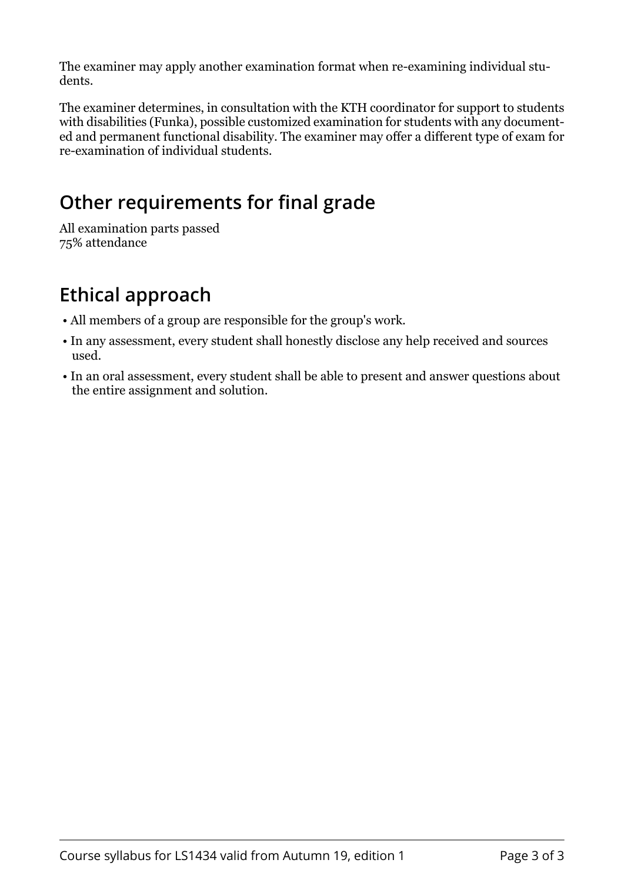The examiner may apply another examination format when re-examining individual students.

The examiner determines, in consultation with the KTH coordinator for support to students with disabilities (Funka), possible customized examination for students with any documented and permanent functional disability. The examiner may offer a different type of exam for re-examination of individual students.

## Other requirements for final grade

All examination parts passed
75% attendance

## Ethical approach

- All members of a group are responsible for the group's work.
- In any assessment, every student shall honestly disclose any help received and sources used.
- In an oral assessment, every student shall be able to present and answer questions about the entire assignment and solution.